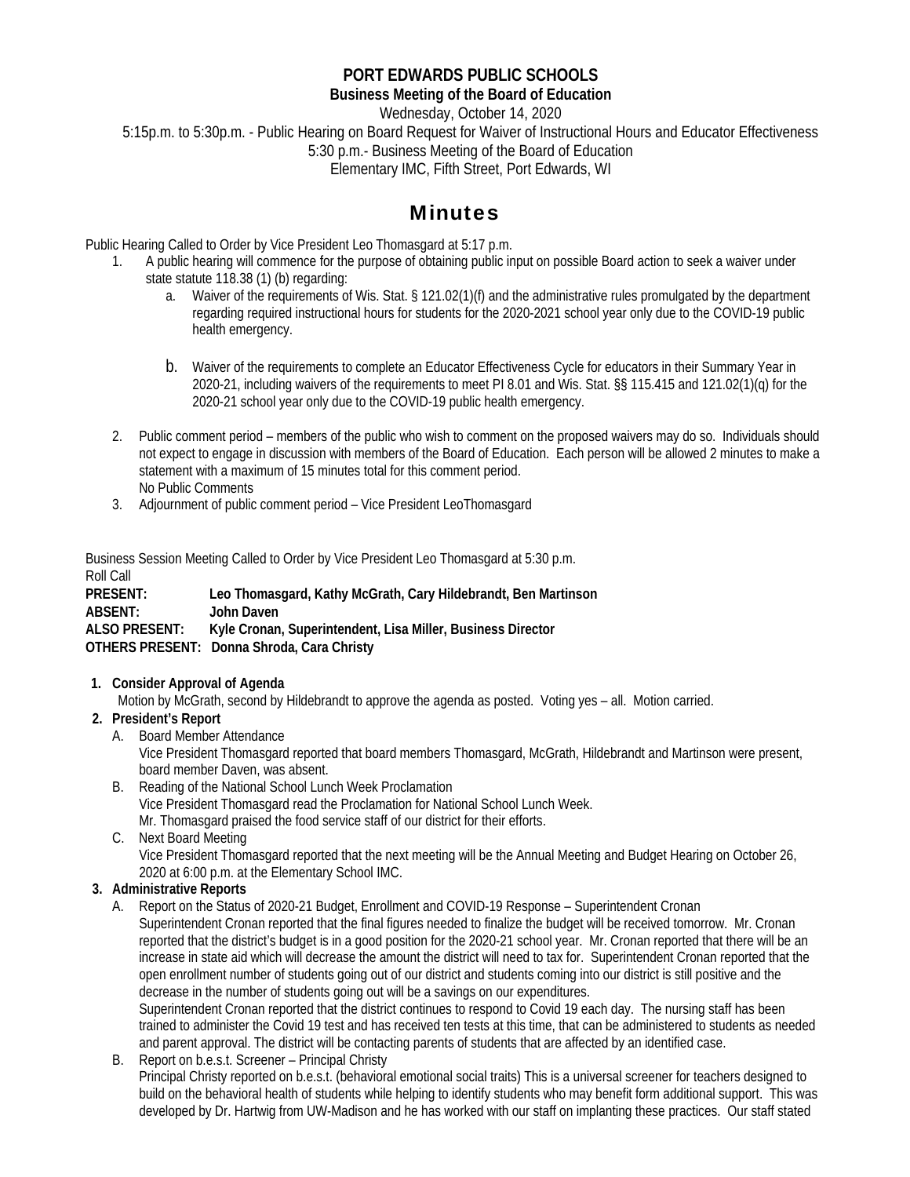# PORT EDWARDS PUBLIC SCHOOLS

**Business Meeting of the Board of Education**

Wednesday, October 14, 2020

5:15p.m. to 5:30p.m. - Public Hearing on Board Request for Waiver of Instructional Hours and Educator Effectiveness

5:30 p.m.- Business Meeting of the Board of Education

Elementary IMC, Fifth Street, Port Edwards, WI

## Minutes

Public Hearing Called to Order by Vice President Leo Thomasgard at 5:17 p.m.

1. A public hearing will commence for the purpose of obtaining public input on possible Board action to seek a waiver under state statute 118.38 (1) (b) regarding:
   a. Waiver of the requirements of Wis. Stat. § 121.02(1)(f) and the administrative rules promulgated by the department regarding required instructional hours for students for the 2020-2021 school year only due to the COVID-19 public health emergency.
   b. Waiver of the requirements to complete an Educator Effectiveness Cycle for educators in their Summary Year in 2020-21, including waivers of the requirements to meet PI 8.01 and Wis. Stat. §§ 115.415 and 121.02(1)(q) for the 2020-21 school year only due to the COVID-19 public health emergency.
2. Public comment period – members of the public who wish to comment on the proposed waivers may do so. Individuals should not expect to engage in discussion with members of the Board of Education. Each person will be allowed 2 minutes to make a statement with a maximum of 15 minutes total for this comment period.
   No Public Comments
3. Adjournment of public comment period – Vice President LeoThomasgard

Business Session Meeting Called to Order by Vice President Leo Thomasgard at 5:30 p.m.

Roll Call

**PRESENT:** **Leo Thomasgard, Kathy McGrath, Cary Hildebrandt, Ben Martinson**
**ABSENT:** **John Daven**
**ALSO PRESENT:** **Kyle Cronan, Superintendent, Lisa Miller, Business Director**
**OTHERS PRESENT:** **Donna Shroda, Cara Christy**

1. **Consider Approval of Agenda**
   Motion by McGrath, second by Hildebrandt to approve the agenda as posted. Voting yes – all. Motion carried.
2. **President's Report**
   A. Board Member Attendance
   Vice President Thomasgard reported that board members Thomasgard, McGrath, Hildebrandt and Martinson were present, board member Daven, was absent.
   B. Reading of the National School Lunch Week Proclamation
   Vice President Thomasgard read the Proclamation for National School Lunch Week.
   Mr. Thomasgard praised the food service staff of our district for their efforts.
   C. Next Board Meeting
   Vice President Thomasgard reported that the next meeting will be the Annual Meeting and Budget Hearing on October 26, 2020 at 6:00 p.m. at the Elementary School IMC.
3. **Administrative Reports**
   A. Report on the Status of 2020-21 Budget, Enrollment and COVID-19 Response – Superintendent Cronan
   Superintendent Cronan reported that the final figures needed to finalize the budget will be received tomorrow. Mr. Cronan reported that the district's budget is in a good position for the 2020-21 school year. Mr. Cronan reported that there will be an increase in state aid which will decrease the amount the district will need to tax for. Superintendent Cronan reported that the open enrollment number of students going out of our district and students coming into our district is still positive and the decrease in the number of students going out will be a savings on our expenditures.
   Superintendent Cronan reported that the district continues to respond to Covid 19 each day. The nursing staff has been trained to administer the Covid 19 test and has received ten tests at this time, that can be administered to students as needed and parent approval. The district will be contacting parents of students that are affected by an identified case.
   B. Report on b.e.s.t. Screener – Principal Christy
   Principal Christy reported on b.e.s.t. (behavioral emotional social traits) This is a universal screener for teachers designed to build on the behavioral health of students while helping to identify students who may benefit form additional support. This was developed by Dr. Hartwig from UW-Madison and he has worked with our staff on implanting these practices. Our staff stated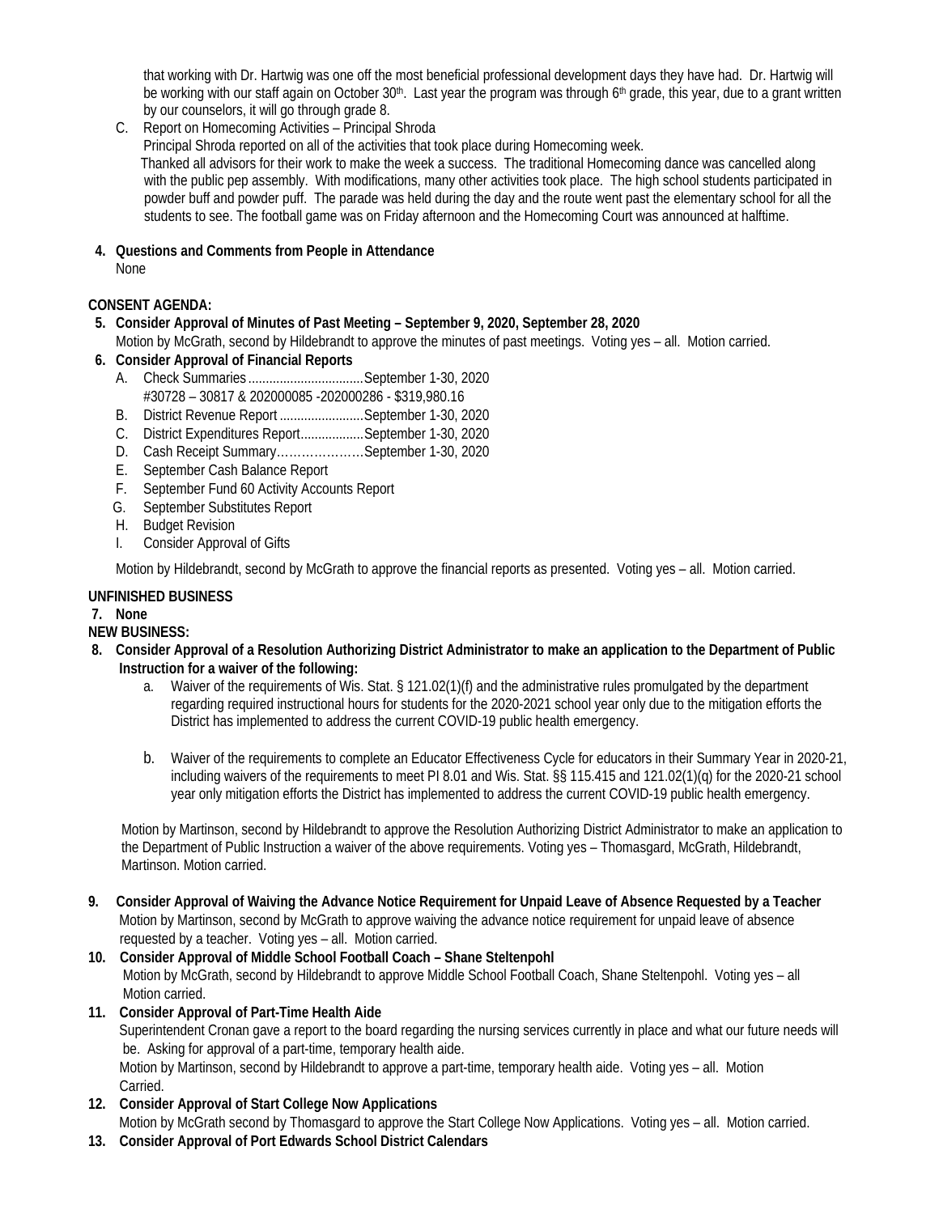that working with Dr. Hartwig was one off the most beneficial professional development days they have had. Dr. Hartwig will be working with our staff again on October 30th. Last year the program was through 6th grade, this year, due to a grant written by our counselors, it will go through grade 8.

C. Report on Homecoming Activities – Principal Shroda
Principal Shroda reported on all of the activities that took place during Homecoming week.
Thanked all advisors for their work to make the week a success. The traditional Homecoming dance was cancelled along with the public pep assembly. With modifications, many other activities took place. The high school students participated in powder buff and powder puff. The parade was held during the day and the route went past the elementary school for all the students to see. The football game was on Friday afternoon and the Homecoming Court was announced at halftime.

**4. Questions and Comments from People in Attendance**
None

**CONSENT AGENDA:**

**5. Consider Approval of Minutes of Past Meeting – September 9, 2020, September 28, 2020**
Motion by McGrath, second by Hildebrandt to approve the minutes of past meetings. Voting yes – all. Motion carried.

**6. Consider Approval of Financial Reports**

A. Check Summaries .................................September 1-30, 2020
#30728 – 30817 & 202000085 -202000286 - $319,980.16
B. District Revenue Report ........................September 1-30, 2020
C. District Expenditures Report..................September 1-30, 2020
D. Cash Receipt Summary…………………September 1-30, 2020
E. September Cash Balance Report
F. September Fund 60 Activity Accounts Report
G. September Substitutes Report
H. Budget Revision
I. Consider Approval of Gifts

Motion by Hildebrandt, second by McGrath to approve the financial reports as presented. Voting yes – all. Motion carried.

**UNFINISHED BUSINESS**

**7. None**

**NEW BUSINESS:**

**8. Consider Approval of a Resolution Authorizing District Administrator to make an application to the Department of Public Instruction for a waiver of the following:**

a. Waiver of the requirements of Wis. Stat. § 121.02(1)(f) and the administrative rules promulgated by the department regarding required instructional hours for students for the 2020-2021 school year only due to the mitigation efforts the District has implemented to address the current COVID-19 public health emergency.

b. Waiver of the requirements to complete an Educator Effectiveness Cycle for educators in their Summary Year in 2020-21, including waivers of the requirements to meet PI 8.01 and Wis. Stat. §§ 115.415 and 121.02(1)(q) for the 2020-21 school year only mitigation efforts the District has implemented to address the current COVID-19 public health emergency.

Motion by Martinson, second by Hildebrandt to approve the Resolution Authorizing District Administrator to make an application to the Department of Public Instruction a waiver of the above requirements. Voting yes – Thomasgard, McGrath, Hildebrandt, Martinson. Motion carried.

**9. Consider Approval of Waiving the Advance Notice Requirement for Unpaid Leave of Absence Requested by a Teacher**
Motion by Martinson, second by McGrath to approve waiving the advance notice requirement for unpaid leave of absence requested by a teacher. Voting yes – all. Motion carried.

**10. Consider Approval of Middle School Football Coach – Shane Steltenpohl**
Motion by McGrath, second by Hildebrandt to approve Middle School Football Coach, Shane Steltenpohl. Voting yes – all Motion carried.

**11. Consider Approval of Part-Time Health Aide**
Superintendent Cronan gave a report to the board regarding the nursing services currently in place and what our future needs will be. Asking for approval of a part-time, temporary health aide.
Motion by Martinson, second by Hildebrandt to approve a part-time, temporary health aide. Voting yes – all. Motion Carried.

**12. Consider Approval of Start College Now Applications**
Motion by McGrath second by Thomasgard to approve the Start College Now Applications. Voting yes – all. Motion carried.

**13. Consider Approval of Port Edwards School District Calendars**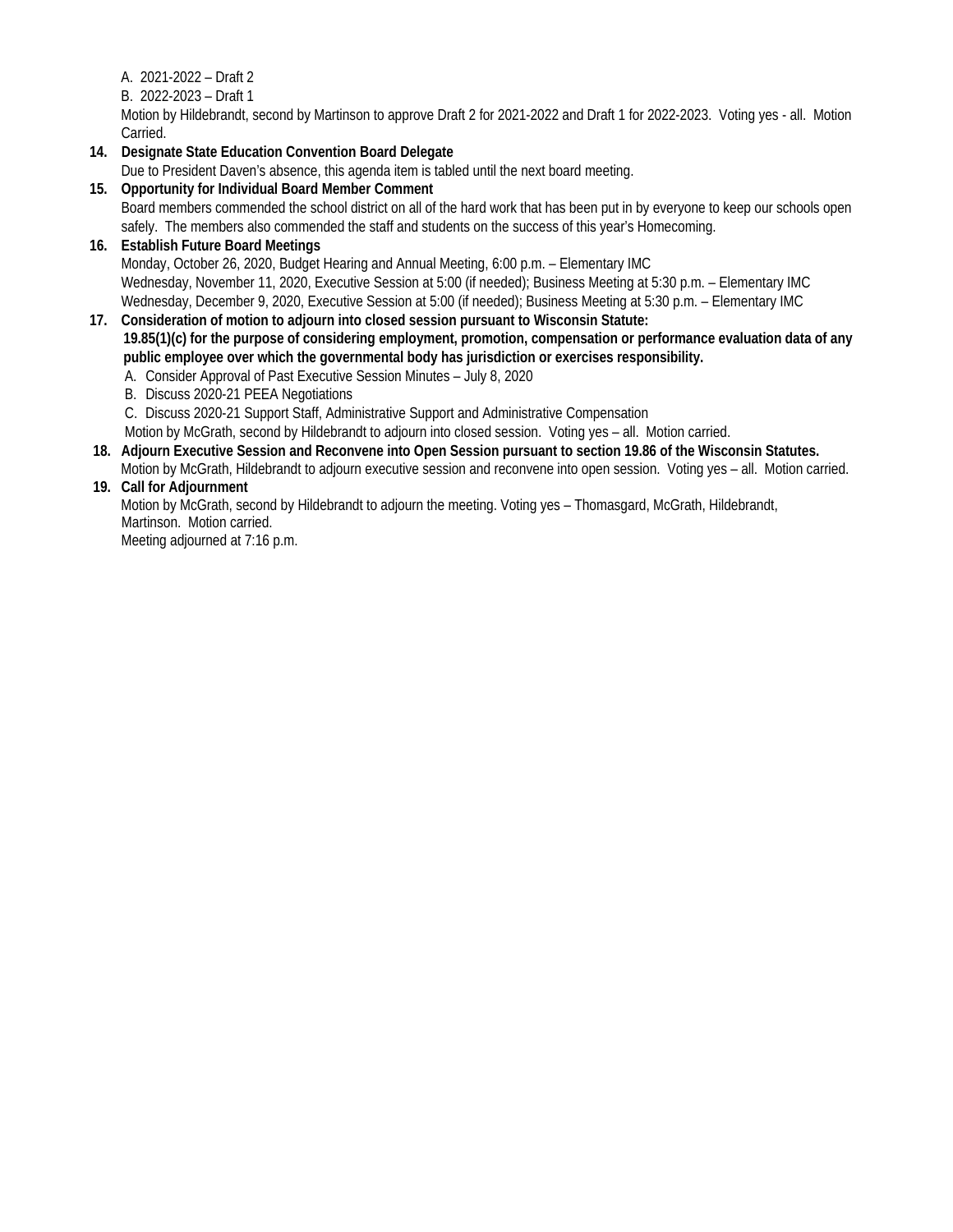A. 2021-2022 – Draft 2

B. 2022-2023 – Draft 1

Motion by Hildebrandt, second by Martinson to approve Draft 2 for 2021-2022 and Draft 1 for 2022-2023. Voting yes - all. Motion Carried.

**14. Designate State Education Convention Board Delegate**

Due to President Daven's absence, this agenda item is tabled until the next board meeting.

**15. Opportunity for Individual Board Member Comment**

Board members commended the school district on all of the hard work that has been put in by everyone to keep our schools open safely. The members also commended the staff and students on the success of this year's Homecoming.

**16. Establish Future Board Meetings**

Monday, October 26, 2020, Budget Hearing and Annual Meeting, 6:00 p.m. – Elementary IMC
Wednesday, November 11, 2020, Executive Session at 5:00 (if needed); Business Meeting at 5:30 p.m. – Elementary IMC
Wednesday, December 9, 2020, Executive Session at 5:00 (if needed); Business Meeting at 5:30 p.m. – Elementary IMC

**17. Consideration of motion to adjourn into closed session pursuant to Wisconsin Statute: 19.85(1)(c) for the purpose of considering employment, promotion, compensation or performance evaluation data of any public employee over which the governmental body has jurisdiction or exercises responsibility.**

A. Consider Approval of Past Executive Session Minutes – July 8, 2020

B. Discuss 2020-21 PEEA Negotiations

C. Discuss 2020-21 Support Staff, Administrative Support and Administrative Compensation

Motion by McGrath, second by Hildebrandt to adjourn into closed session. Voting yes – all. Motion carried.

**18. Adjourn Executive Session and Reconvene into Open Session pursuant to section 19.86 of the Wisconsin Statutes.**

Motion by McGrath, Hildebrandt to adjourn executive session and reconvene into open session. Voting yes – all. Motion carried.

**19. Call for Adjournment**

Motion by McGrath, second by Hildebrandt to adjourn the meeting. Voting yes – Thomasgard, McGrath, Hildebrandt, Martinson. Motion carried.

Meeting adjourned at 7:16 p.m.